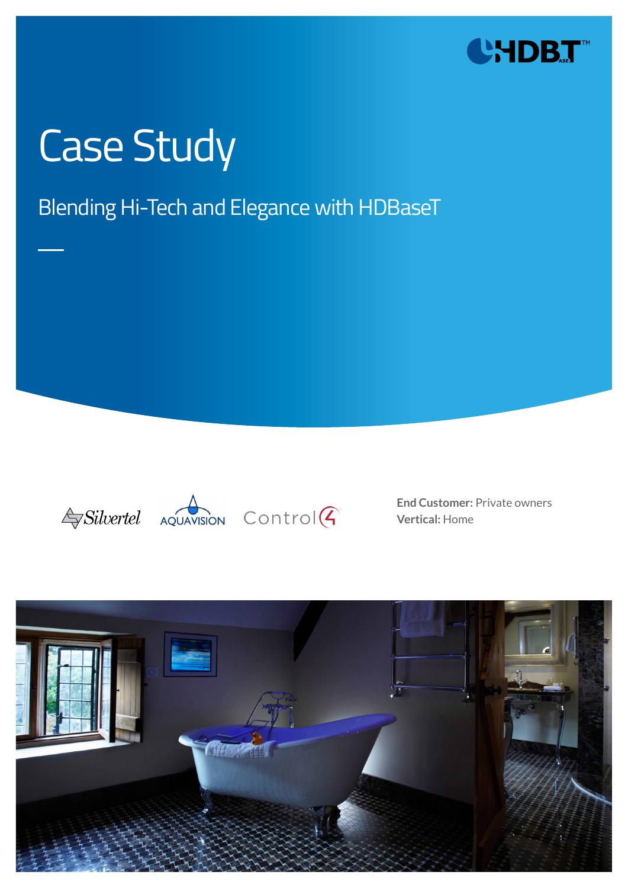# Case Study

## Blending Hi-Tech and Elegance with HDBaseT

**End Customer:** Private owners
**Vertical:** Home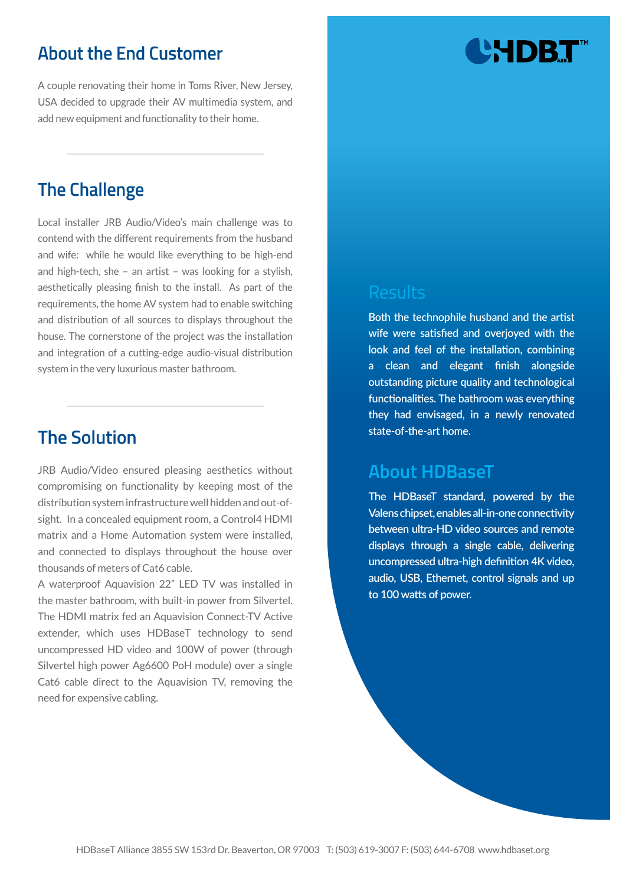## About the End Customer

A couple renovating their home in Toms River, New Jersey, USA decided to upgrade their AV multimedia system, and add new equipment and functionality to their home.

## The Challenge

Local installer JRB Audio/Video's main challenge was to contend with the different requirements from the husband and wife: while he would like everything to be high-end and high-tech, she – an artist – was looking for a stylish, aesthetically pleasing finish to the install. As part of the requirements, the home AV system had to enable switching and distribution of all sources to displays throughout the house. The cornerstone of the project was the installation and integration of a cutting-edge audio-visual distribution system in the very luxurious master bathroom.

## The Solution

JRB Audio/Video ensured pleasing aesthetics without compromising on functionality by keeping most of the distribution system infrastructure well hidden and out-of-sight. In a concealed equipment room, a Control4 HDMI matrix and a Home Automation system were installed, and connected to displays throughout the house over thousands of meters of Cat6 cable.

A waterproof Aquavision 22" LED TV was installed in the master bathroom, with built-in power from Silvertel. The HDMI matrix fed an Aquavision Connect-TV Active extender, which uses HDBaseT technology to send uncompressed HD video and 100W of power (through Silvertel high power Ag6600 PoH module) over a single Cat6 cable direct to the Aquavision TV, removing the need for expensive cabling.

## Results

Both the technophile husband and the artist wife were satisfied and overjoyed with the look and feel of the installation, combining a clean and elegant finish alongside outstanding picture quality and technological functionalities. The bathroom was everything they had envisaged, in a newly renovated state-of-the-art home.

## About HDBaseT

The HDBaseT standard, powered by the Valens chipset, enables all-in-one connectivity between ultra-HD video sources and remote displays through a single cable, delivering uncompressed ultra-high definition 4K video, audio, USB, Ethernet, control signals and up to 100 watts of power.

HDBaseT Alliance 3855 SW 153rd Dr. Beaverton, OR 97003 T: (503) 619-3007 F: (503) 644-6708 www.hdbaset.org